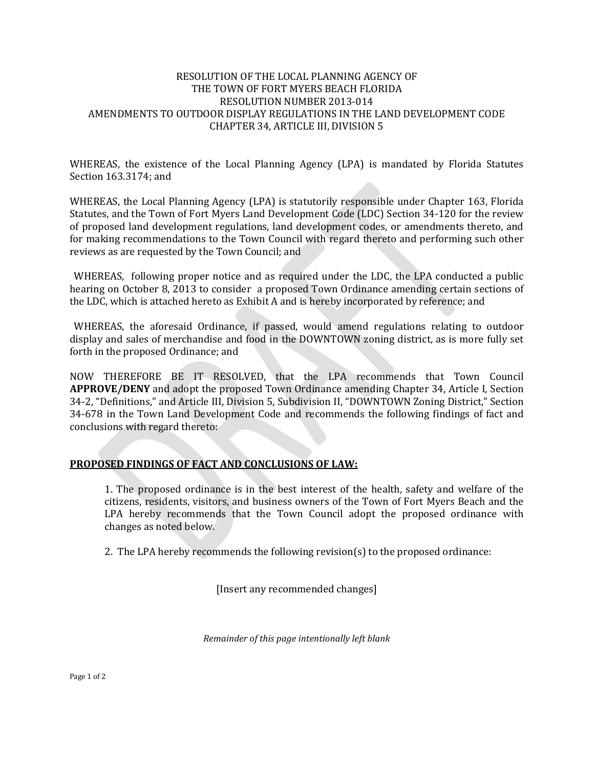RESOLUTION OF THE LOCAL PLANNING AGENCY OF
THE TOWN OF FORT MYERS BEACH FLORIDA
RESOLUTION NUMBER 2013-014
AMENDMENTS TO OUTDOOR DISPLAY REGULATIONS IN THE LAND DEVELOPMENT CODE
CHAPTER 34, ARTICLE III, DIVISION 5

WHEREAS, the existence of the Local Planning Agency (LPA) is mandated by Florida Statutes Section 163.3174; and

WHEREAS, the Local Planning Agency (LPA) is statutorily responsible under Chapter 163, Florida Statutes, and the Town of Fort Myers Land Development Code (LDC) Section 34-120 for the review of proposed land development regulations, land development codes, or amendments thereto, and for making recommendations to the Town Council with regard thereto and performing such other reviews as are requested by the Town Council; and

WHEREAS, following proper notice and as required under the LDC, the LPA conducted a public hearing on October 8, 2013 to consider a proposed Town Ordinance amending certain sections of the LDC, which is attached hereto as Exhibit A and is hereby incorporated by reference; and

WHEREAS, the aforesaid Ordinance, if passed, would amend regulations relating to outdoor display and sales of merchandise and food in the DOWNTOWN zoning district, as is more fully set forth in the proposed Ordinance; and

NOW THEREFORE BE IT RESOLVED, that the LPA recommends that Town Council **APPROVE/DENY** and adopt the proposed Town Ordinance amending Chapter 34, Article I, Section 34-2, "Definitions," and Article III, Division 5, Subdivision II, "DOWNTOWN Zoning District," Section 34-678 in the Town Land Development Code and recommends the following findings of fact and conclusions with regard thereto:

**PROPOSED FINDINGS OF FACT AND CONCLUSIONS OF LAW:**

1. The proposed ordinance is in the best interest of the health, safety and welfare of the citizens, residents, visitors, and business owners of the Town of Fort Myers Beach and the LPA hereby recommends that the Town Council adopt the proposed ordinance with changes as noted below.

2. The LPA hereby recommends the following revision(s) to the proposed ordinance:

[Insert any recommended changes]

*Remainder of this page intentionally left blank*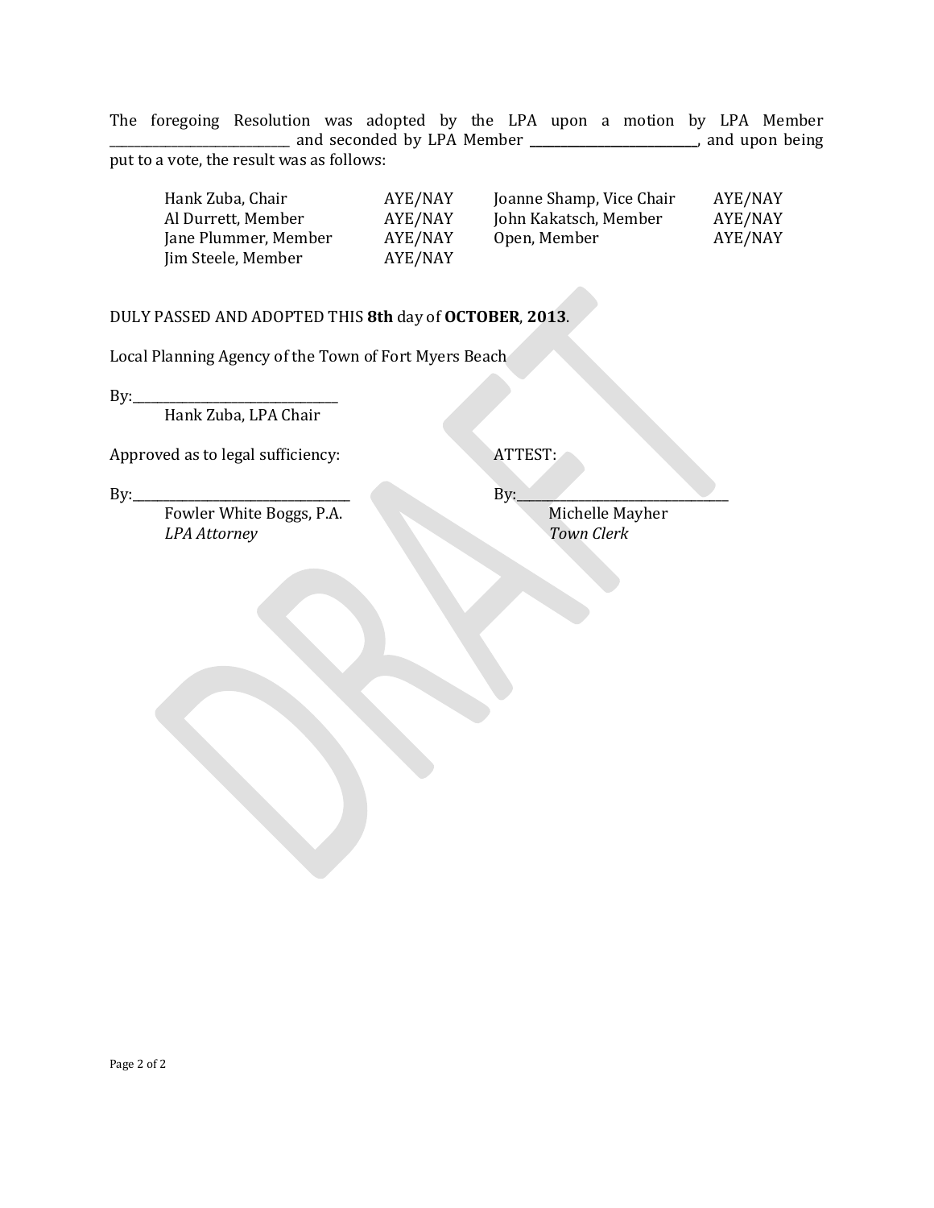The foregoing Resolution was adopted by the LPA upon a motion by LPA Member ___________________________ and seconded by LPA Member ___________________________, and upon being put to a vote, the result was as follows:

| | | | |
|---|---|---|---|
| Hank Zuba, Chair | AYE/NAY | Joanne Shamp, Vice Chair | AYE/NAY |
| Al Durrett, Member | AYE/NAY | John Kakatsch, Member | AYE/NAY |
| Jane Plummer, Member | AYE/NAY | Open, Member | AYE/NAY |
| Jim Steele, Member | AYE/NAY | | |

DULY PASSED AND ADOPTED THIS **8th** day of **OCTOBER**, **2013**.

Local Planning Agency of the Town of Fort Myers Beach

By:_______________________________
Hank Zuba, LPA Chair

Approved as to legal sufficiency:

By:_________________________________
Fowler White Boggs, P.A.
*LPA Attorney*

ATTEST:

By:_________________________________
Michelle Mayher
*Town Clerk*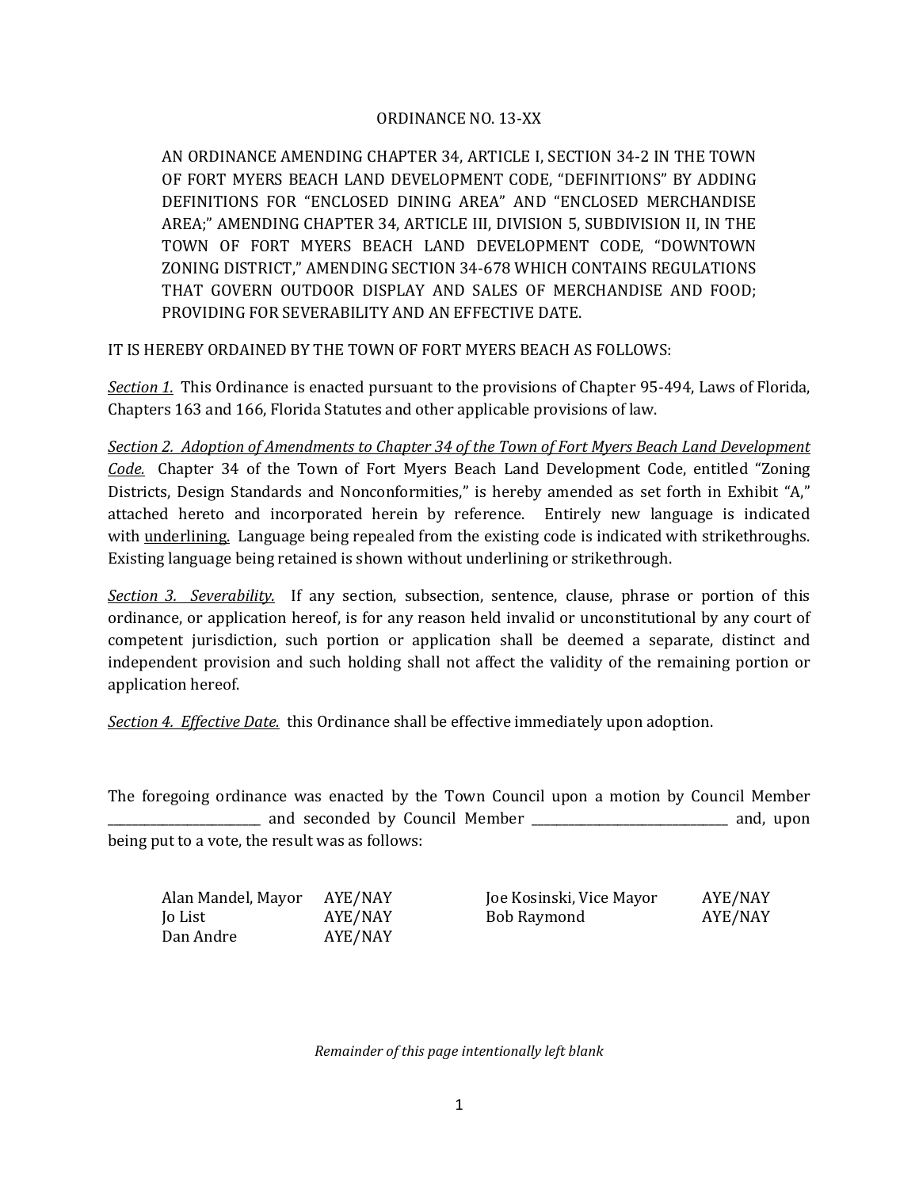ORDINANCE NO. 13-XX

AN ORDINANCE AMENDING CHAPTER 34, ARTICLE I, SECTION 34-2 IN THE TOWN OF FORT MYERS BEACH LAND DEVELOPMENT CODE, "DEFINITIONS" BY ADDING DEFINITIONS FOR "ENCLOSED DINING AREA" AND "ENCLOSED MERCHANDISE AREA;" AMENDING CHAPTER 34, ARTICLE III, DIVISION 5, SUBDIVISION II, IN THE TOWN OF FORT MYERS BEACH LAND DEVELOPMENT CODE, "DOWNTOWN ZONING DISTRICT," AMENDING SECTION 34-678 WHICH CONTAINS REGULATIONS THAT GOVERN OUTDOOR DISPLAY AND SALES OF MERCHANDISE AND FOOD; PROVIDING FOR SEVERABILITY AND AN EFFECTIVE DATE.

IT IS HEREBY ORDAINED BY THE TOWN OF FORT MYERS BEACH AS FOLLOWS:

*Section 1.* This Ordinance is enacted pursuant to the provisions of Chapter 95-494, Laws of Florida, Chapters 163 and 166, Florida Statutes and other applicable provisions of law.

*Section 2. Adoption of Amendments to Chapter 34 of the Town of Fort Myers Beach Land Development Code.* Chapter 34 of the Town of Fort Myers Beach Land Development Code, entitled "Zoning Districts, Design Standards and Nonconformities," is hereby amended as set forth in Exhibit "A," attached hereto and incorporated herein by reference. Entirely new language is indicated with <u>underlining</u>. Language being repealed from the existing code is indicated with strikethroughs. Existing language being retained is shown without underlining or strikethrough.

*Section 3. Severability.* If any section, subsection, sentence, clause, phrase or portion of this ordinance, or application hereof, is for any reason held invalid or unconstitutional by any court of competent jurisdiction, such portion or application shall be deemed a separate, distinct and independent provision and such holding shall not affect the validity of the remaining portion or application hereof.

*Section 4. Effective Date.* this Ordinance shall be effective immediately upon adoption.

The foregoing ordinance was enacted by the Town Council upon a motion by Council Member ________________________ and seconded by Council Member ______________________________ and, upon being put to a vote, the result was as follows:

| | | | |
|---|---|---|---|
| Alan Mandel, Mayor | AYE/NAY | Joe Kosinski, Vice Mayor | AYE/NAY |
| Jo List | AYE/NAY | Bob Raymond | AYE/NAY |
| Dan Andre | AYE/NAY | | |

*Remainder of this page intentionally left blank*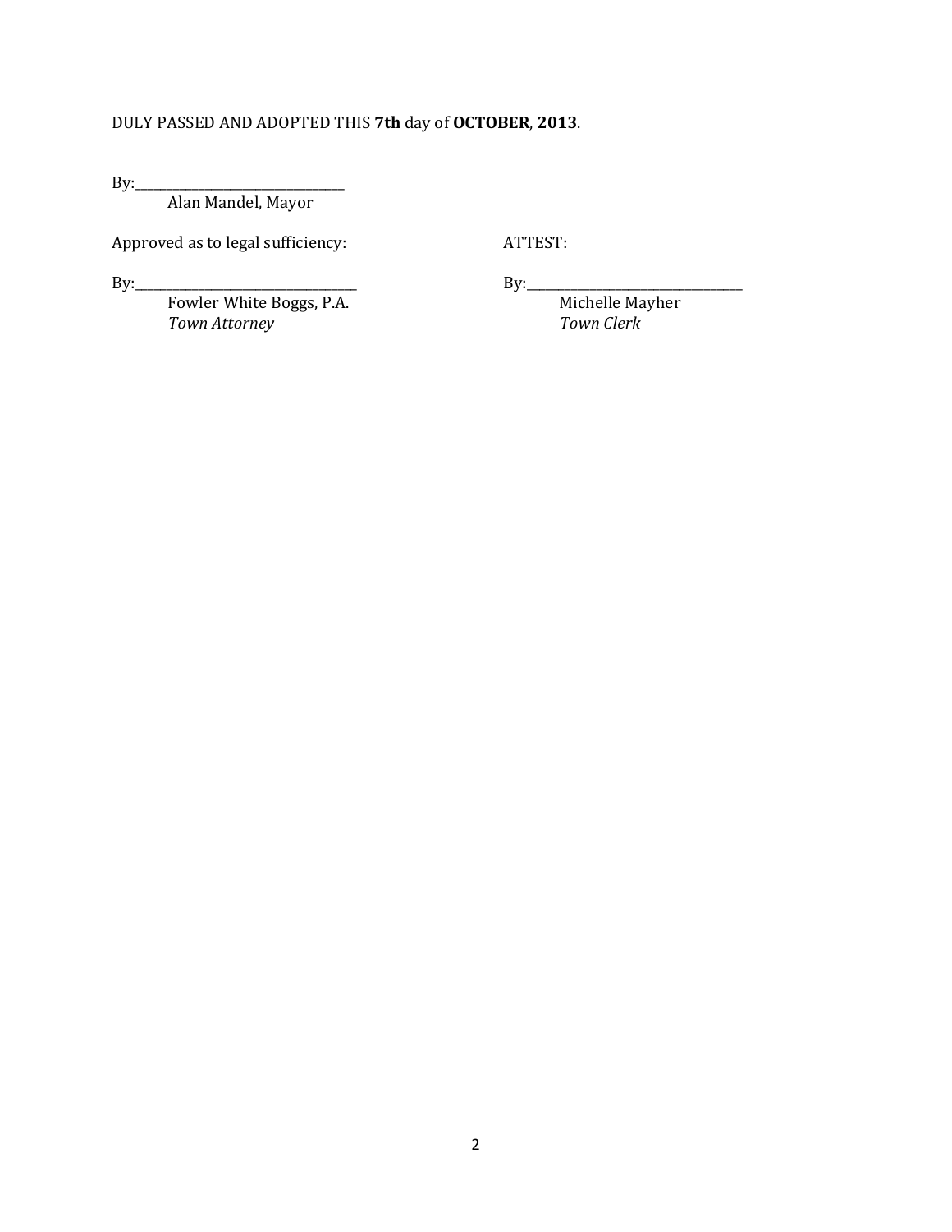DULY PASSED AND ADOPTED THIS **7th** day of **OCTOBER**, **2013**.

By:_______________________________
Alan Mandel, Mayor

Approved as to legal sufficiency:

By:_______________________________
Fowler White Boggs, P.A.
*Town Attorney*

ATTEST:

By:_______________________________
Michelle Mayher
*Town Clerk*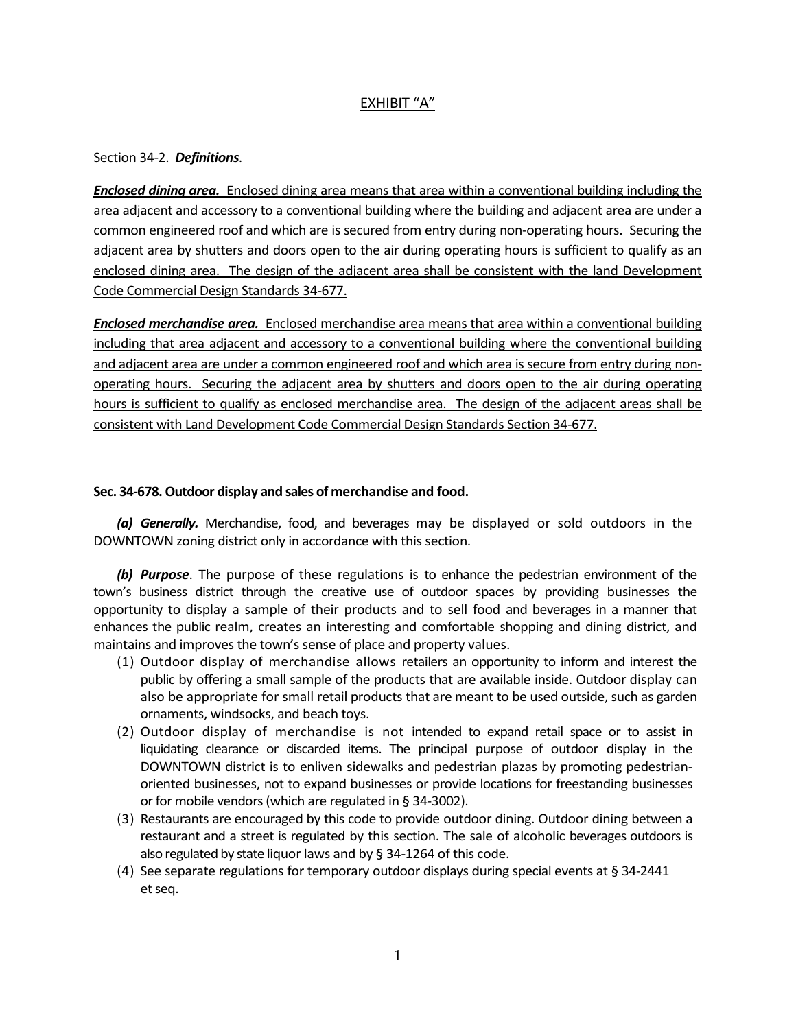EXHIBIT "A"

Section 34-2. ***Definitions***.

<u>***Enclosed dining area.*** Enclosed dining area means that area within a conventional building including the area adjacent and accessory to a conventional building where the building and adjacent area are under a common engineered roof and which are is secured from entry during non-operating hours. Securing the adjacent area by shutters and doors open to the air during operating hours is sufficient to qualify as an enclosed dining area. The design of the adjacent area shall be consistent with the land Development Code Commercial Design Standards 34-677.</u>

<u>***Enclosed merchandise area.*** Enclosed merchandise area means that area within a conventional building including that area adjacent and accessory to a conventional building where the conventional building and adjacent area are under a common engineered roof and which area is secure from entry during non-operating hours. Securing the adjacent area by shutters and doors open to the air during operating hours is sufficient to qualify as enclosed merchandise area. The design of the adjacent areas shall be consistent with Land Development Code Commercial Design Standards Section 34-677.</u>

**Sec. 34-678. Outdoor display and sales of merchandise and food.**

***(a) Generally.*** Merchandise, food, and beverages may be displayed or sold outdoors in the DOWNTOWN zoning district only in accordance with this section.

***(b) Purpose***. The purpose of these regulations is to enhance the pedestrian environment of the town's business district through the creative use of outdoor spaces by providing businesses the opportunity to display a sample of their products and to sell food and beverages in a manner that enhances the public realm, creates an interesting and comfortable shopping and dining district, and maintains and improves the town's sense of place and property values.

(1) Outdoor display of merchandise allows retailers an opportunity to inform and interest the public by offering a small sample of the products that are available inside. Outdoor display can also be appropriate for small retail products that are meant to be used outside, such as garden ornaments, windsocks, and beach toys.
(2) Outdoor display of merchandise is not intended to expand retail space or to assist in liquidating clearance or discarded items. The principal purpose of outdoor display in the DOWNTOWN district is to enliven sidewalks and pedestrian plazas by promoting pedestrian-oriented businesses, not to expand businesses or provide locations for freestanding businesses or for mobile vendors (which are regulated in § 34-3002).
(3) Restaurants are encouraged by this code to provide outdoor dining. Outdoor dining between a restaurant and a street is regulated by this section. The sale of alcoholic beverages outdoors is also regulated by state liquor laws and by § 34-1264 of this code.
(4) See separate regulations for temporary outdoor displays during special events at § 34-2441 et seq.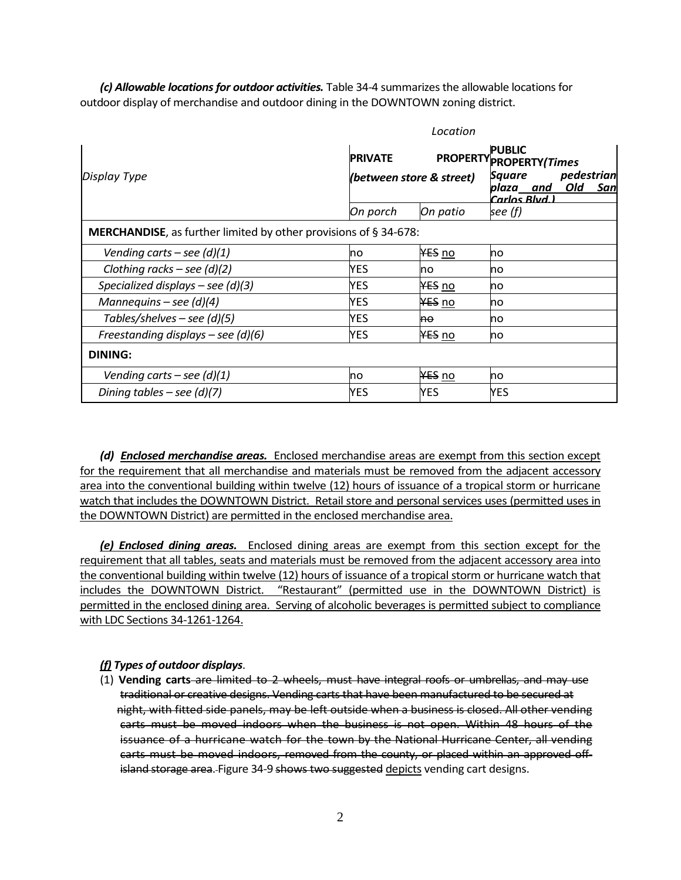*(c) Allowable locations for outdoor activities.* Table 34-4 summarizes the allowable locations for outdoor display of merchandise and outdoor dining in the DOWNTOWN zoning district.

| | *Location* | | |
|---|---|---|---|
| *Display Type* | **PRIVATE PROPERTY** *(between store & street)* | | **PUBLIC PROPERTY** *(Times Square pedestrian plaza and Old San Carlos Blvd.)* |
| | *On porch* | *On patio* | *see (f)* |
| **MERCHANDISE**, as further limited by other provisions of § 34-678: | | | |
| *Vending carts – see (d)(1)* | no | ~~YES~~ <u>no</u> | no |
| *Clothing racks – see (d)(2)* | YES | no | no |
| *Specialized displays – see (d)(3)* | YES | ~~YES~~ <u>no</u> | no |
| *Mannequins – see (d)(4)* | YES | ~~YES~~ <u>no</u> | no |
| *Tables/shelves – see (d)(5)* | YES | ~~no~~ | no |
| *Freestanding displays – see (d)(6)* | YES | ~~YES~~ <u>no</u> | no |
| **DINING:** | | | |
| *Vending carts – see (d)(1)* | no | ~~YES~~ <u>no</u> | no |
| *Dining tables – see (d)(7)* | YES | YES | YES |

<u>***(d) Enclosed merchandise areas.*** Enclosed merchandise areas are exempt from this section except for the requirement that all merchandise and materials must be removed from the adjacent accessory area into the conventional building within twelve (12) hours of issuance of a tropical storm or hurricane watch that includes the DOWNTOWN District. Retail store and personal services uses (permitted uses in the DOWNTOWN District) are permitted in the enclosed merchandise area.</u>

<u>***(e) Enclosed dining areas.*** Enclosed dining areas are exempt from this section except for the requirement that all tables, seats and materials must be removed from the adjacent accessory area into the conventional building within twelve (12) hours of issuance of a tropical storm or hurricane watch that includes the DOWNTOWN District. "Restaurant" (permitted use in the DOWNTOWN District) is permitted in the enclosed dining area. Serving of alcoholic beverages is permitted subject to compliance with LDC Sections 34-1261-1264.</u>

***<u>(f)</u> Types of outdoor displays***.

(1) **Vending carts** ~~are limited to 2 wheels, must have integral roofs or umbrellas, and may use traditional or creative designs. Vending carts that have been manufactured to be secured at night, with fitted side panels, may be left outside when a business is closed. All other vending carts must be moved indoors when the business is not open. Within 48 hours of the issuance of a hurricane watch for the town by the National Hurricane Center, all vending carts must be moved indoors, removed from the county, or placed within an approved off-island storage area.~~ Figure 34-9 ~~shows two suggested~~ <u>depicts</u> vending cart designs.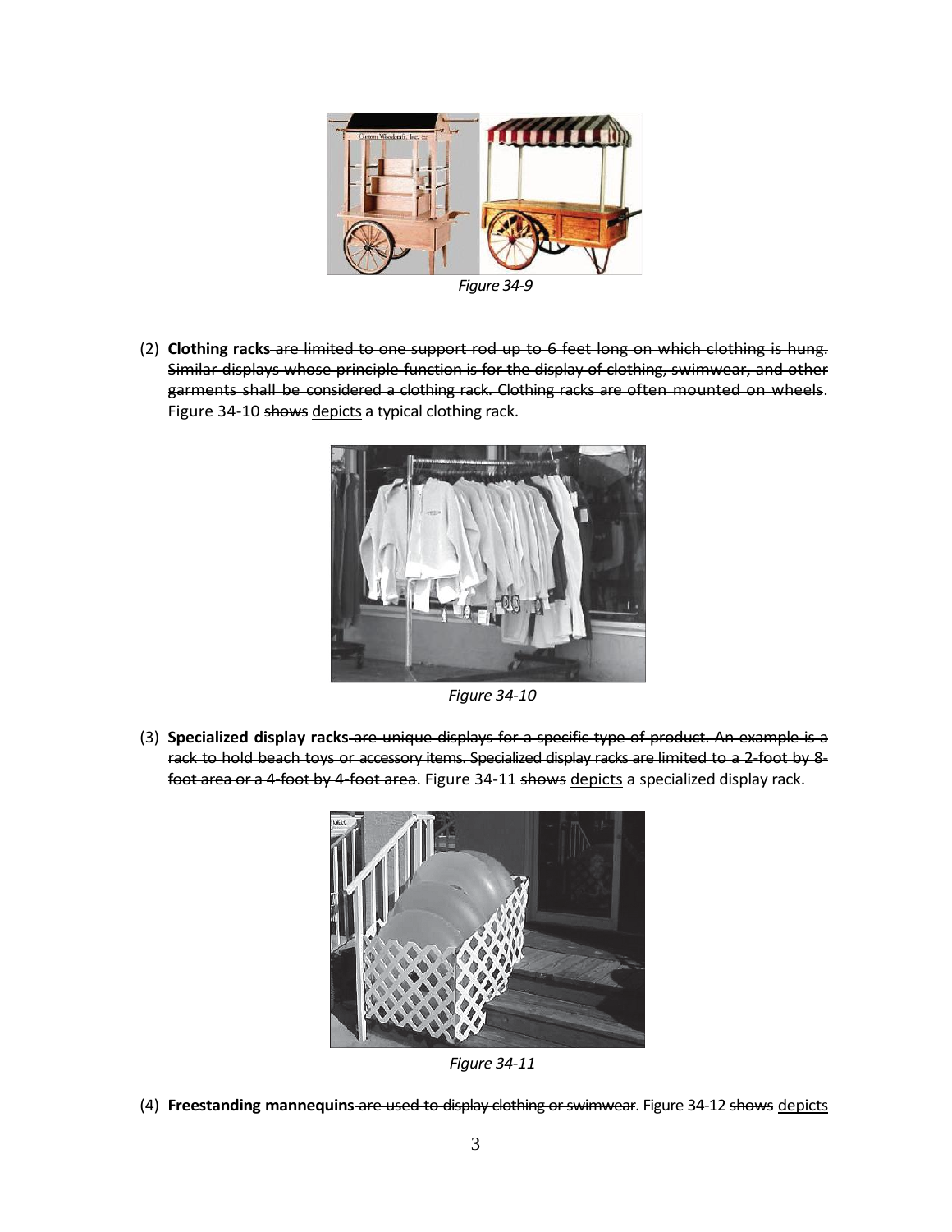Figure 34-9

(2) **Clothing racks** ~~are limited to one support rod up to 6 feet long on which clothing is hung. Similar displays whose principle function is for the display of clothing, swimwear, and other garments shall be considered a clothing rack. Clothing racks are often mounted on wheels~~. Figure 34-10 ~~shows~~ <u>depicts</u> a typical clothing rack.

Figure 34-10

(3) **Specialized display racks** ~~are unique displays for a specific type of product. An example is a rack to hold beach toys or accessory items. Specialized display racks are limited to a 2-foot by 8-foot area or a 4-foot by 4-foot area~~. Figure 34-11 ~~shows~~ <u>depicts</u> a specialized display rack.

Figure 34-11

(4) **Freestanding mannequins** ~~are used to display clothing or swimwear~~. Figure 34-12 ~~shows~~ <u>depicts</u>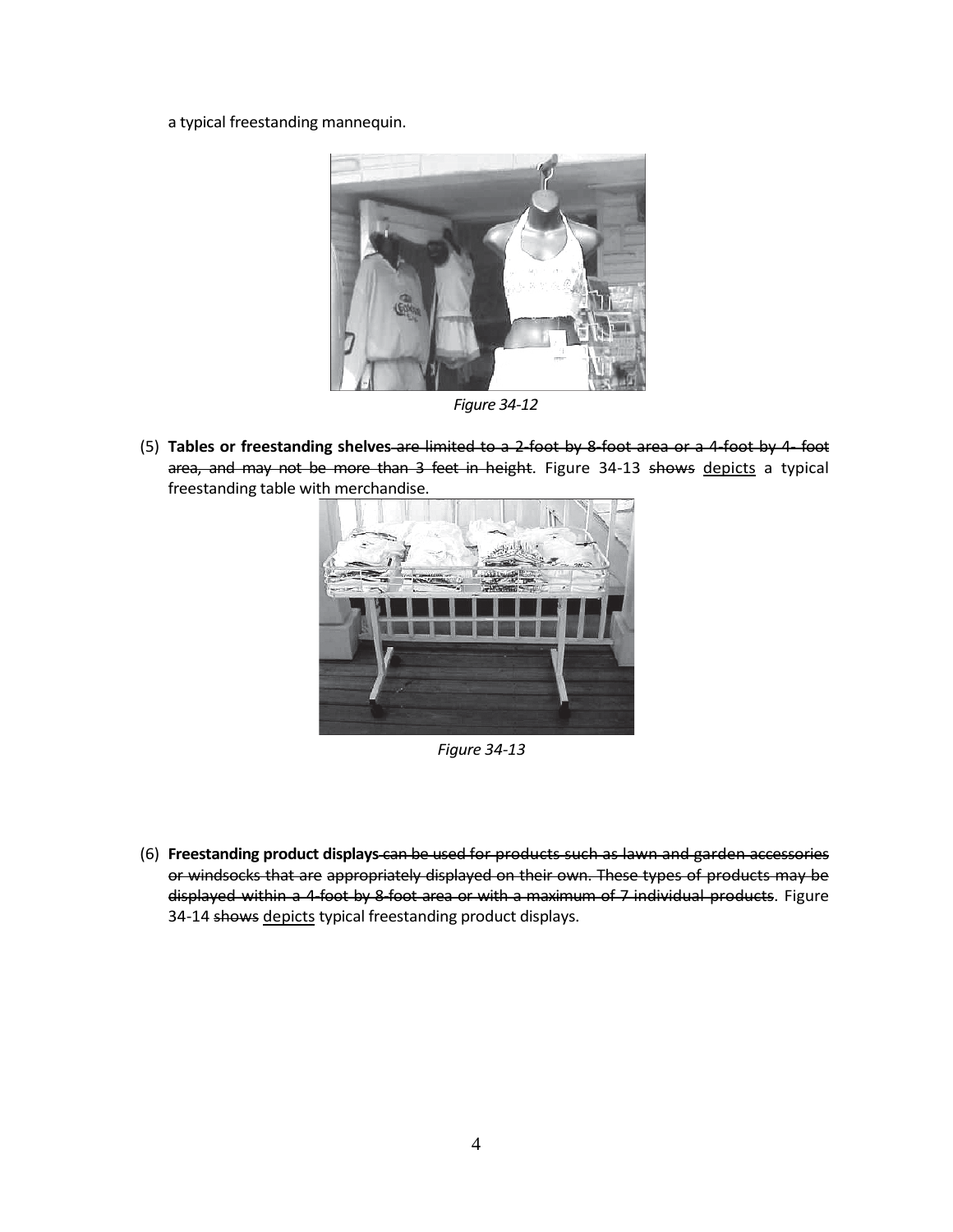a typical freestanding mannequin.

*Figure 34-12*

(5) **Tables or freestanding shelves** ~~are limited to a 2-foot by 8-foot area or a 4-foot by 4- foot area, and may not be more than 3 feet in height~~. Figure 34-13 ~~shows~~ <u>depicts</u> a typical freestanding table with merchandise.

*Figure 34-13*

(6) **Freestanding product displays** ~~can be used for products such as lawn and garden accessories or windsocks that are appropriately displayed on their own. These types of products may be displayed within a 4-foot by 8-foot area or with a maximum of 7 individual products~~. Figure 34-14 ~~shows~~ <u>depicts</u> typical freestanding product displays.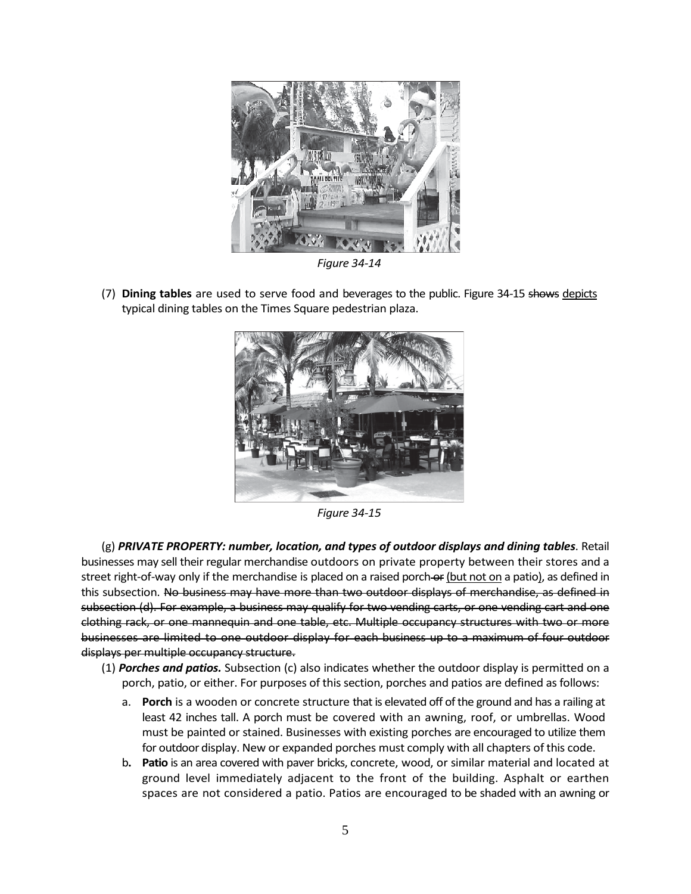*Figure 34-14*

(7) **Dining tables** are used to serve food and beverages to the public. Figure 34-15 ~~shows~~ depicts typical dining tables on the Times Square pedestrian plaza.

*Figure 34-15*

(g) ***PRIVATE PROPERTY: number, location, and types of outdoor displays and dining tables***. Retail businesses may sell their regular merchandise outdoors on private property between their stores and a street right-of-way only if the merchandise is placed on a raised porch ~~or~~ (but not on a patio), as defined in this subsection. ~~No business may have more than two outdoor displays of merchandise, as defined in subsection (d). For example, a business may qualify for two vending carts, or one vending cart and one clothing rack, or one mannequin and one table, etc. Multiple occupancy structures with two or more businesses are limited to one outdoor display for each business up to a maximum of four outdoor displays per multiple occupancy structure.~~

(1) ***Porches and patios.*** Subsection (c) also indicates whether the outdoor display is permitted on a porch, patio, or either. For purposes of this section, porches and patios are defined as follows:

a. **Porch** is a wooden or concrete structure that is elevated off of the ground and has a railing at least 42 inches tall. A porch must be covered with an awning, roof, or umbrellas. Wood must be painted or stained. Businesses with existing porches are encouraged to utilize them for outdoor display. New or expanded porches must comply with all chapters of this code.

b. **Patio** is an area covered with paver bricks, concrete, wood, or similar material and located at ground level immediately adjacent to the front of the building. Asphalt or earthen spaces are not considered a patio. Patios are encouraged to be shaded with an awning or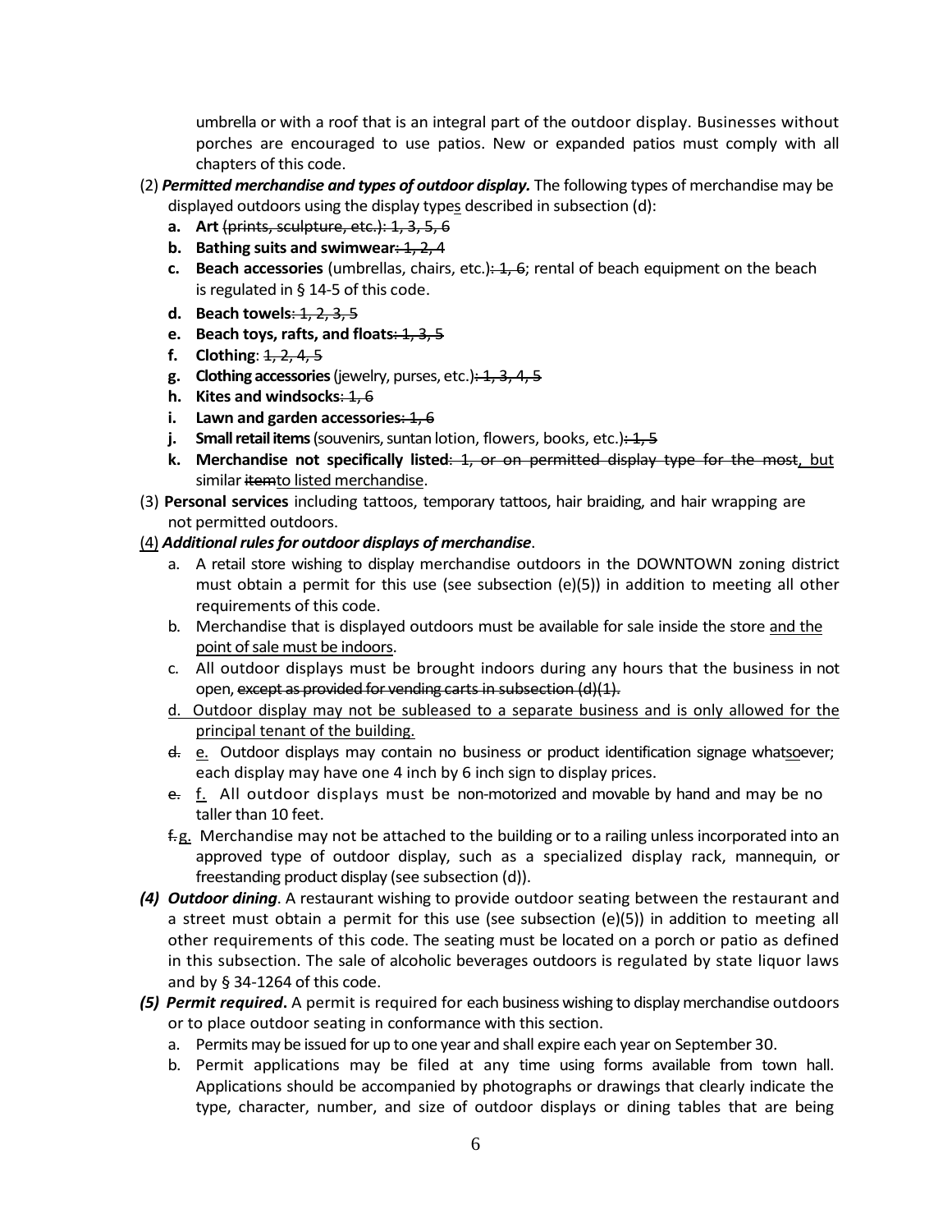umbrella or with a roof that is an integral part of the outdoor display. Businesses without porches are encouraged to use patios. New or expanded patios must comply with all chapters of this code.

(2) ***Permitted merchandise and types of outdoor display.*** The following types of merchandise may be displayed outdoors using the display types described in subsection (d):

- **a. Art** ~~(prints, sculpture, etc.): 1, 3, 5, 6~~
- **b. Bathing suits and swimwear**~~: 1, 2, 4~~
- **c. Beach accessories** (umbrellas, chairs, etc.)~~: 1, 6~~; rental of beach equipment on the beach is regulated in § 14-5 of this code.
- **d. Beach towels**~~: 1, 2, 3, 5~~
- **e. Beach toys, rafts, and floats**~~: 1, 3, 5~~
- **f. Clothing**: ~~1, 2, 4, 5~~
- **g. Clothing accessories** (jewelry, purses, etc.)~~: 1, 3, 4, 5~~
- **h. Kites and windsocks**~~: 1, 6~~
- **i. Lawn and garden accessories**~~: 1, 6~~
- **j. Small retail items** (souvenirs, suntan lotion, flowers, books, etc.)~~: 1, 5~~
- **k. Merchandise not specifically listed**~~: 1, or on permitted display type for the most~~, but similar ~~item~~to listed merchandise.

(3) **Personal services** including tattoos, temporary tattoos, hair braiding, and hair wrapping are not permitted outdoors.

(4) ***Additional rules for outdoor displays of merchandise***.

- a. A retail store wishing to display merchandise outdoors in the DOWNTOWN zoning district must obtain a permit for this use (see subsection (e)(5)) in addition to meeting all other requirements of this code.
- b. Merchandise that is displayed outdoors must be available for sale inside the store and the point of sale must be indoors.
- c. All outdoor displays must be brought indoors during any hours that the business in not open, ~~except as provided for vending carts in subsection (d)(1).~~
- d. Outdoor display may not be subleased to a separate business and is only allowed for the principal tenant of the building.
- ~~d.~~ e. Outdoor displays may contain no business or product identification signage whatsoever; each display may have one 4 inch by 6 inch sign to display prices.
- ~~e.~~ f. All outdoor displays must be non-motorized and movable by hand and may be no taller than 10 feet.
- ~~f.~~ g. Merchandise may not be attached to the building or to a railing unless incorporated into an approved type of outdoor display, such as a specialized display rack, mannequin, or freestanding product display (see subsection (d)).

***(4) Outdoor dining***. A restaurant wishing to provide outdoor seating between the restaurant and a street must obtain a permit for this use (see subsection (e)(5)) in addition to meeting all other requirements of this code. The seating must be located on a porch or patio as defined in this subsection. The sale of alcoholic beverages outdoors is regulated by state liquor laws and by § 34-1264 of this code.

***(5) Permit required***. A permit is required for each business wishing to display merchandise outdoors or to place outdoor seating in conformance with this section.

- a. Permits may be issued for up to one year and shall expire each year on September 30.
- b. Permit applications may be filed at any time using forms available from town hall. Applications should be accompanied by photographs or drawings that clearly indicate the type, character, number, and size of outdoor displays or dining tables that are being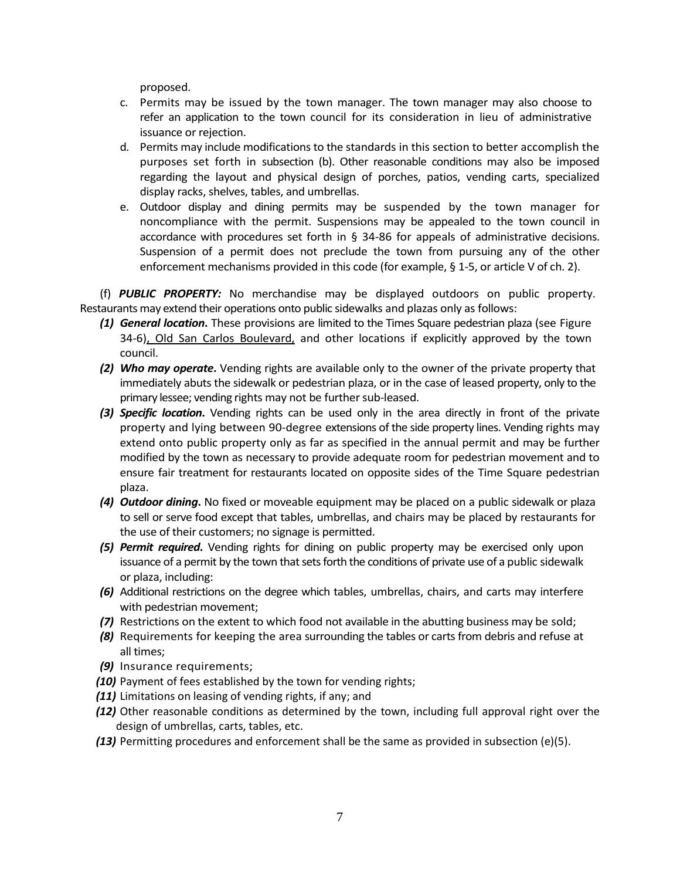proposed.

c. Permits may be issued by the town manager. The town manager may also choose to refer an application to the town council for its consideration in lieu of administrative issuance or rejection.

d. Permits may include modifications to the standards in this section to better accomplish the purposes set forth in subsection (b). Other reasonable conditions may also be imposed regarding the layout and physical design of porches, patios, vending carts, specialized display racks, shelves, tables, and umbrellas.

e. Outdoor display and dining permits may be suspended by the town manager for noncompliance with the permit. Suspensions may be appealed to the town council in accordance with procedures set forth in § 34-86 for appeals of administrative decisions. Suspension of a permit does not preclude the town from pursuing any of the other enforcement mechanisms provided in this code (for example, § 1-5, or article V of ch. 2).

(f) ***PUBLIC PROPERTY:*** No merchandise may be displayed outdoors on public property. Restaurants may extend their operations onto public sidewalks and plazas only as follows:

***(1) General location.*** These provisions are limited to the Times Square pedestrian plaza (see Figure 34-6)<u>, Old San Carlos Boulevard,</u> and other locations if explicitly approved by the town council.

***(2) Who may operate.*** Vending rights are available only to the owner of the private property that immediately abuts the sidewalk or pedestrian plaza, or in the case of leased property, only to the primary lessee; vending rights may not be further sub-leased.

***(3) Specific location.*** Vending rights can be used only in the area directly in front of the private property and lying between 90-degree extensions of the side property lines. Vending rights may extend onto public property only as far as specified in the annual permit and may be further modified by the town as necessary to provide adequate room for pedestrian movement and to ensure fair treatment for restaurants located on opposite sides of the Time Square pedestrian plaza.

***(4) Outdoor dining.*** No fixed or moveable equipment may be placed on a public sidewalk or plaza to sell or serve food except that tables, umbrellas, and chairs may be placed by restaurants for the use of their customers; no signage is permitted.

***(5) Permit required.*** Vending rights for dining on public property may be exercised only upon issuance of a permit by the town that sets forth the conditions of private use of a public sidewalk or plaza, including:

***(6)*** Additional restrictions on the degree which tables, umbrellas, chairs, and carts may interfere with pedestrian movement;

***(7)*** Restrictions on the extent to which food not available in the abutting business may be sold;

***(8)*** Requirements for keeping the area surrounding the tables or carts from debris and refuse at all times;

***(9)*** Insurance requirements;

***(10)*** Payment of fees established by the town for vending rights;

***(11)*** Limitations on leasing of vending rights, if any; and

***(12)*** Other reasonable conditions as determined by the town, including full approval right over the design of umbrellas, carts, tables, etc.

***(13)*** Permitting procedures and enforcement shall be the same as provided in subsection (e)(5).